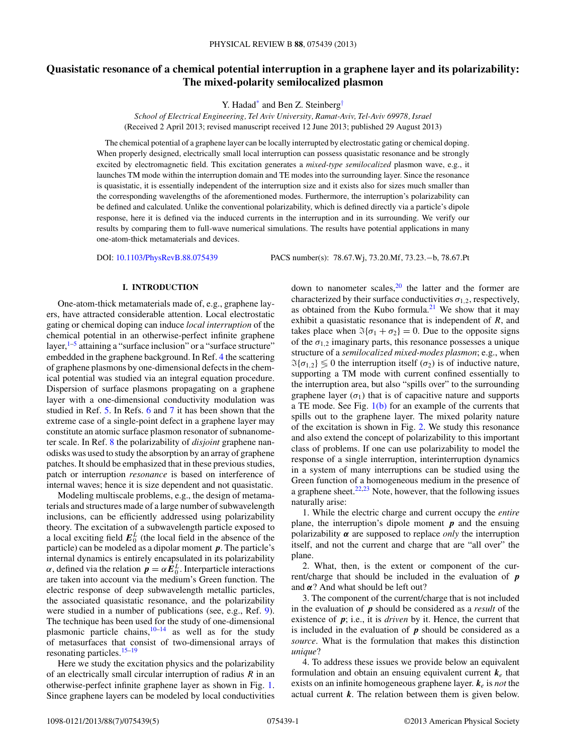# Quasistatic resonance of a chemical potential interruption in a graphene layer and its polarizability: The mixed-polarity semilocalized plasmon

Y. Hadad[*] and Ben Z. Steinberg[†]

*School of Electrical Engineering, Tel Aviv University, Ramat-Aviv, Tel-Aviv 69978, Israel*
(Received 2 April 2013; revised manuscript received 12 June 2013; published 29 August 2013)

The chemical potential of a graphene layer can be locally interrupted by electrostatic gating or chemical doping. When properly designed, electrically small local interruption can possess quasistatic resonance and be strongly excited by electromagnetic field. This excitation generates a *mixed-type semilocalized* plasmon wave, e.g., it launches TM mode within the interruption domain and TE modes into the surrounding layer. Since the resonance is quasistatic, it is essentially independent of the interruption size and it exists also for sizes much smaller than the corresponding wavelengths of the aforementioned modes. Furthermore, the interruption's polarizability can be defined and calculated. Unlike the conventional polarizability, which is defined directly via a particle's dipole response, here it is defined via the induced currents in the interruption and in its surrounding. We verify our results by comparing them to full-wave numerical simulations. The results have potential applications in many one-atom-thick metamaterials and devices.

DOI: 10.1103/PhysRevB.88.075439 PACS number(s): 78.67.Wj, 73.20.Mf, 73.23.−b, 78.67.Pt

## I. INTRODUCTION

One-atom-thick metamaterials made of, e.g., graphene layers, have attracted considerable attention. Local electrostatic gating or chemical doping can induce *local interruption* of the chemical potential in an otherwise-perfect infinite graphene layer,[1–5] attaining a "surface inclusion" or a "surface structure" embedded in the graphene background. In Ref. 4 the scattering of graphene plasmons by one-dimensional defects in the chemical potential was studied via an integral equation procedure. Dispersion of surface plasmons propagating on a graphene layer with a one-dimensional conductivity modulation was studied in Ref. 5. In Refs. 6 and 7 it has been shown that the extreme case of a single-point defect in a graphene layer may constitute an atomic surface plasmon resonator of subnanometer scale. In Ref. 8 the polarizability of *disjoint* graphene nanodisks was used to study the absorption by an array of graphene patches. It should be emphasized that in these previous studies, patch or interruption *resonance* is based on interference of internal waves; hence it is size dependent and not quasistatic.

Modeling multiscale problems, e.g., the design of metamaterials and structures made of a large number of subwavelength inclusions, can be efficiently addressed using polarizability theory. The excitation of a subwavelength particle exposed to a local exciting field $\boldsymbol{E}_0^L$ (the local field in the absence of the particle) can be modeled as a dipolar moment $\boldsymbol{p}$. The particle's internal dynamics is entirely encapsulated in its polarizability $\alpha$, defined via the relation $\boldsymbol{p} = \alpha \boldsymbol{E}_0^L$. Interparticle interactions are taken into account via the medium's Green function. The electric response of deep subwavelength metallic particles, the associated quasistatic resonance, and the polarizability were studied in a number of publications (see, e.g., Ref. 9). The technique has been used for the study of one-dimensional plasmonic particle chains,[10–14] as well as for the study of metasurfaces that consist of two-dimensional arrays of resonating particles.[15–19]

Here we study the excitation physics and the polarizability of an electrically small circular interruption of radius $R$ in an otherwise-perfect infinite graphene layer as shown in Fig. 1. Since graphene layers can be modeled by local conductivities down to nanometer scales,[20] the latter and the former are characterized by their surface conductivities $\sigma_{1,2}$, respectively, as obtained from the Kubo formula.[21] We show that it may exhibit a quasistatic resonance that is independent of $R$, and takes place when $\Im\{\sigma_1 + \sigma_2\} = 0$. Due to the opposite signs of the $\sigma_{1,2}$ imaginary parts, this resonance possesses a unique structure of a *semilocalized mixed-modes plasmon*; e.g., when $\Im\{\sigma_{1,2}\} \lessgtr 0$ the interruption itself ($\sigma_2$) is of inductive nature, supporting a TM mode with current confined essentially to the interruption area, but also "spills over" to the surrounding graphene layer ($\sigma_1$) that is of capacitive nature and supports a TE mode. See Fig. 1(b) for an example of the currents that spills out to the graphene layer. The mixed polarity nature of the excitation is shown in Fig. 2. We study this resonance and also extend the concept of polarizability to this important class of problems. If one can use polarizability to model the response of a single interruption, interinterruption dynamics in a system of many interruptions can be studied using the Green function of a homogeneous medium in the presence of a graphene sheet.[22,23] Note, however, that the following issues naturally arise:

1. While the electric charge and current occupy the *entire* plane, the interruption's dipole moment $\boldsymbol{p}$ and the ensuing polarizability $\boldsymbol{\alpha}$ are supposed to replace *only* the interruption itself, and not the current and charge that are "all over" the plane.

2. What, then, is the extent or component of the current/charge that should be included in the evaluation of $\boldsymbol{p}$ and $\boldsymbol{\alpha}$? And what should be left out?

3. The component of the current/charge that is not included in the evaluation of $\boldsymbol{p}$ should be considered as a *result* of the existence of $\boldsymbol{p}$; i.e., it is *driven* by it. Hence, the current that is included in the evaluation of $\boldsymbol{p}$ should be considered as a *source*. What is the formulation that makes this distinction *unique*?

4. To address these issues we provide below an equivalent formulation and obtain an ensuing equivalent current $\boldsymbol{k}_e$ that exists on an infinite homogeneous graphene layer. $\boldsymbol{k}_e$ is *not* the actual current $\boldsymbol{k}$. The relation between them is given below.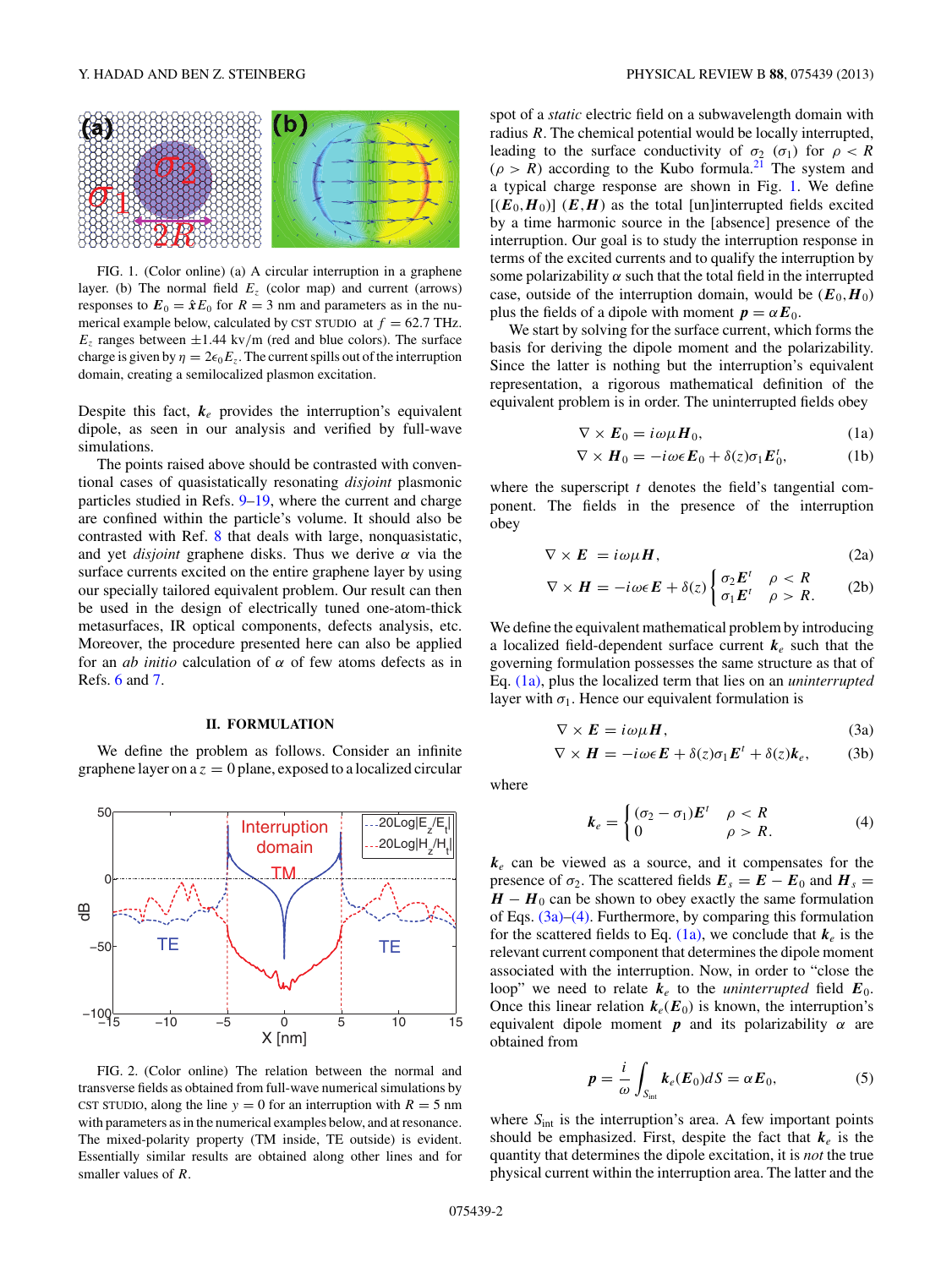FIG. 1. (Color online) (a) A circular interruption in a graphene layer. (b) The normal field $E_z$ (color map) and current (arrows) responses to $\boldsymbol{E}_0 = \hat{\boldsymbol{x}}E_0$ for $R = 3$ nm and parameters as in the numerical example below, calculated by CST STUDIO at $f = 62.7$ THz. $E_z$ ranges between $\pm 1.44$ kv/m (red and blue colors). The surface charge is given by $\eta = 2\epsilon_0 E_z$. The current spills out of the interruption domain, creating a semilocalized plasmon excitation.

Despite this fact, $\boldsymbol{k}_e$ provides the interruption's equivalent dipole, as seen in our analysis and verified by full-wave simulations.

The points raised above should be contrasted with conventional cases of quasistatically resonating *disjoint* plasmonic particles studied in Refs. 9–19, where the current and charge are confined within the particle's volume. It should also be contrasted with Ref. 8 that deals with large, nonquasistatic, and yet *disjoint* graphene disks. Thus we derive $\alpha$ via the surface currents excited on the entire graphene layer by using our specially tailored equivalent problem. Our result can then be used in the design of electrically tuned one-atom-thick metasurfaces, IR optical components, defects analysis, etc. Moreover, the procedure presented here can also be applied for an *ab initio* calculation of $\alpha$ of few atoms defects as in Refs. 6 and 7.

## II. FORMULATION

We define the problem as follows. Consider an infinite graphene layer on a $z = 0$ plane, exposed to a localized circular spot of a *static* electric field on a subwavelength domain with radius $R$. The chemical potential would be locally interrupted, leading to the surface conductivity of $\sigma_2$ ($\sigma_1$) for $\rho < R$ ($\rho > R$) according to the Kubo formula.[21] The system and a typical charge response are shown in Fig. 1. We define $[(\boldsymbol{E}_0, \boldsymbol{H}_0)]$ $(\boldsymbol{E}, \boldsymbol{H})$ as the total [un]interrupted fields excited by a time harmonic source in the [absence] presence of the interruption. Our goal is to study the interruption response in terms of the excited currents and to qualify the interruption by some polarizability $\alpha$ such that the total field in the interrupted case, outside of the interruption domain, would be $(\boldsymbol{E}_0, \boldsymbol{H}_0)$ plus the fields of a dipole with moment $\boldsymbol{p} = \alpha \boldsymbol{E}_0$.

FIG. 2. (Color online) The relation between the normal and transverse fields as obtained from full-wave numerical simulations by CST STUDIO, along the line $y = 0$ for an interruption with $R = 5$ nm with parameters as in the numerical examples below, and at resonance. The mixed-polarity property (TM inside, TE outside) is evident. Essentially similar results are obtained along other lines and for smaller values of $R$.

We start by solving for the surface current, which forms the basis for deriving the dipole moment and the polarizability. Since the latter is nothing but the interruption's equivalent representation, a rigorous mathematical definition of the equivalent problem is in order. The uninterrupted fields obey

$$\nabla \times \boldsymbol{E}_0 = i\omega\mu \boldsymbol{H}_0, \tag{1a}$$

$$\nabla \times \boldsymbol{H}_0 = -i\omega\epsilon \boldsymbol{E}_0 + \delta(z)\sigma_1 \boldsymbol{E}_0^t, \tag{1b}$$

where the superscript $t$ denotes the field's tangential component. The fields in the presence of the interruption obey

$$\nabla \times \boldsymbol{E} = i\omega\mu \boldsymbol{H}, \tag{2a}$$

$$\nabla \times \boldsymbol{H} = -i\omega\epsilon \boldsymbol{E} + \delta(z) \begin{cases} \sigma_2 \boldsymbol{E}^t & \rho < R \\ \sigma_1 \boldsymbol{E}^t & \rho > R. \end{cases} \tag{2b}$$

We define the equivalent mathematical problem by introducing a localized field-dependent surface current $\boldsymbol{k}_e$ such that the governing formulation possesses the same structure as that of Eq. (1a), plus the localized term that lies on an *uninterrupted* layer with $\sigma_1$. Hence our equivalent formulation is

$$\nabla \times \boldsymbol{E} = i\omega\mu \boldsymbol{H}, \tag{3a}$$

$$\nabla \times \boldsymbol{H} = -i\omega\epsilon \boldsymbol{E} + \delta(z)\sigma_1 \boldsymbol{E}^t + \delta(z)\boldsymbol{k}_e, \tag{3b}$$

where

$$\boldsymbol{k}_e = \begin{cases} (\sigma_2 - \sigma_1)\boldsymbol{E}^t & \rho < R \\ 0 & \rho > R. \end{cases} \tag{4}$$

$\boldsymbol{k}_e$ can be viewed as a source, and it compensates for the presence of $\sigma_2$. The scattered fields $\boldsymbol{E}_s = \boldsymbol{E} - \boldsymbol{E}_0$ and $\boldsymbol{H}_s = \boldsymbol{H} - \boldsymbol{H}_0$ can be shown to obey exactly the same formulation of Eqs. (3a)–(4). Furthermore, by comparing this formulation for the scattered fields to Eq. (1a), we conclude that $\boldsymbol{k}_e$ is the relevant current component that determines the dipole moment associated with the interruption. Now, in order to "close the loop" we need to relate $\boldsymbol{k}_e$ to the *uninterrupted* field $\boldsymbol{E}_0$. Once this linear relation $\boldsymbol{k}_e(\boldsymbol{E}_0)$ is known, the interruption's equivalent dipole moment $\boldsymbol{p}$ and its polarizability $\alpha$ are obtained from

$$\boldsymbol{p} = \frac{i}{\omega} \int_{S_{\text{int}}} \boldsymbol{k}_e(\boldsymbol{E}_0) dS = \alpha \boldsymbol{E}_0, \tag{5}$$

where $S_{\text{int}}$ is the interruption's area. A few important points should be emphasized. First, despite the fact that $\boldsymbol{k}_e$ is the quantity that determines the dipole excitation, it is *not* the true physical current within the interruption area. The latter and the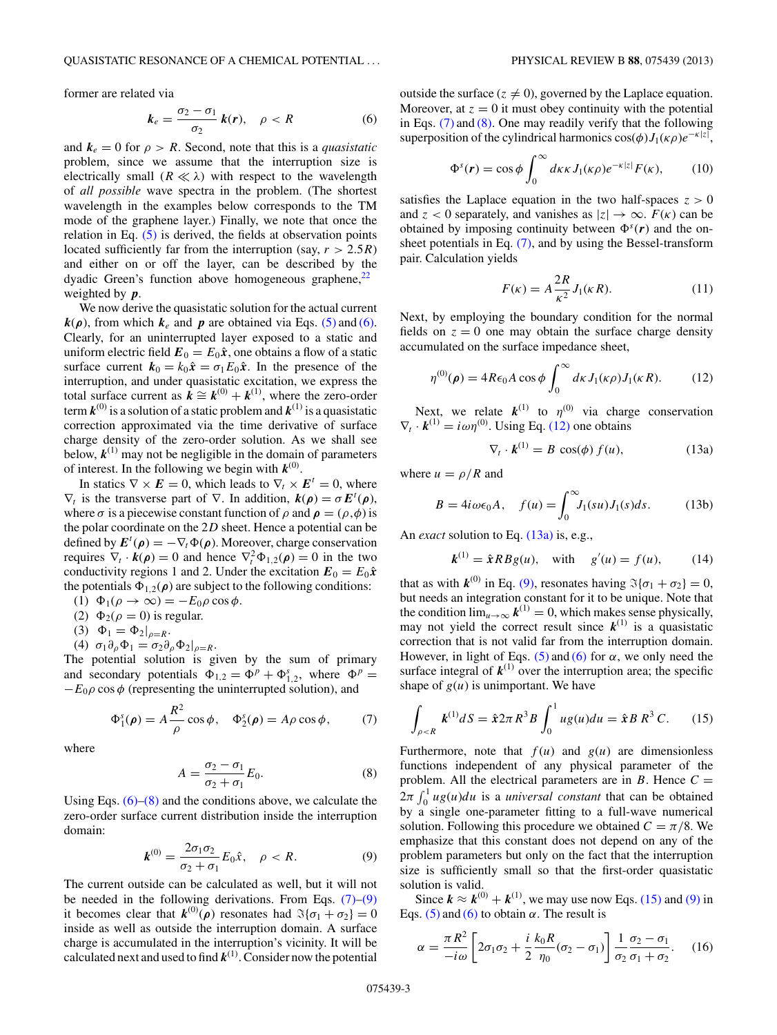former are related via

$$\boldsymbol{k}_e = \frac{\sigma_2 - \sigma_1}{\sigma_2}\, \boldsymbol{k}(\boldsymbol{r}), \quad \rho < R \tag{6}$$

and $\boldsymbol{k}_e = 0$ for $\rho > R$. Second, note that this is a *quasistatic* problem, since we assume that the interruption size is electrically small ($R \ll \lambda$) with respect to the wavelength of *all possible* wave spectra in the problem. (The shortest wavelength in the examples below corresponds to the TM mode of the graphene layer.) Finally, we note that once the relation in Eq. (5) is derived, the fields at observation points located sufficiently far from the interruption (say, $r > 2.5R$) and either on or off the layer, can be described by the dyadic Green's function above homogeneous graphene,[22] weighted by $\boldsymbol{p}$.

We now derive the quasistatic solution for the actual current $\boldsymbol{k}(\boldsymbol{\rho})$, from which $\boldsymbol{k}_e$ and $\boldsymbol{p}$ are obtained via Eqs. (5) and (6). Clearly, for an uninterrupted layer exposed to a static and uniform electric field $\boldsymbol{E}_0 = E_0\hat{\boldsymbol{x}}$, one obtains a flow of a static surface current $\boldsymbol{k}_0 = k_0\hat{\boldsymbol{x}} = \sigma_1 E_0\hat{\boldsymbol{x}}$. In the presence of the interruption, and under quasistatic excitation, we express the total surface current as $\boldsymbol{k} \cong \boldsymbol{k}^{(0)} + \boldsymbol{k}^{(1)}$, where the zero-order term $\boldsymbol{k}^{(0)}$ is a solution of a static problem and $\boldsymbol{k}^{(1)}$ is a quasistatic correction approximated via the time derivative of surface charge density of the zero-order solution. As we shall see below, $\boldsymbol{k}^{(1)}$ may not be negligible in the domain of parameters of interest. In the following we begin with $\boldsymbol{k}^{(0)}$.

In statics $\nabla \times \boldsymbol{E} = 0$, which leads to $\nabla_t \times \boldsymbol{E}^t = 0$, where $\nabla_t$ is the transverse part of $\nabla$. In addition, $\boldsymbol{k}(\boldsymbol{\rho}) = \sigma \boldsymbol{E}^t(\boldsymbol{\rho})$, where $\sigma$ is a piecewise constant function of $\rho$ and $\boldsymbol{\rho} = (\rho,\phi)$ is the polar coordinate on the 2D sheet. Hence a potential can be defined by $\boldsymbol{E}^t(\boldsymbol{\rho}) = -\nabla_t \Phi(\boldsymbol{\rho})$. Moreover, charge conservation requires $\nabla_t \cdot \boldsymbol{k}(\boldsymbol{\rho}) = 0$ and hence $\nabla_t^2 \Phi_{1,2}(\boldsymbol{\rho}) = 0$ in the two conductivity regions 1 and 2. Under the excitation $\boldsymbol{E}_0 = E_0\hat{\boldsymbol{x}}$ the potentials $\Phi_{1,2}(\boldsymbol{\rho})$ are subject to the following conditions:

(1) $\Phi_1(\rho \to \infty) = -E_0 \rho \cos\phi$.
(2) $\Phi_2(\rho = 0)$ is regular.
(3) $\Phi_1 = \Phi_2|_{\rho = R}$.
(4) $\sigma_1 \partial_\rho \Phi_1 = \sigma_2 \partial_\rho \Phi_2|_{\rho = R}$.

The potential solution is given by the sum of primary and secondary potentials $\Phi_{1,2} = \Phi^p + \Phi^s_{1,2}$, where $\Phi^p = -E_0 \rho \cos\phi$ (representing the uninterrupted solution), and

$$\Phi^s_1(\boldsymbol{\rho}) = A\frac{R^2}{\rho}\cos\phi, \quad \Phi^s_2(\boldsymbol{\rho}) = A\rho\cos\phi, \tag{7}$$

where

$$A = \frac{\sigma_2 - \sigma_1}{\sigma_2 + \sigma_1} E_0. \tag{8}$$

Using Eqs. (6)–(8) and the conditions above, we calculate the zero-order surface current distribution inside the interruption domain:

$$\boldsymbol{k}^{(0)} = \frac{2\sigma_1\sigma_2}{\sigma_2 + \sigma_1} E_0 \hat{x}, \quad \rho < R. \tag{9}$$

The current outside can be calculated as well, but it will not be needed in the following derivations. From Eqs. (7)–(9) it becomes clear that $\boldsymbol{k}^{(0)}(\boldsymbol{\rho})$ resonates had $\Im\{\sigma_1 + \sigma_2\} = 0$ inside as well as outside the interruption domain. A surface charge is accumulated in the interruption's vicinity. It will be calculated next and used to find $\boldsymbol{k}^{(1)}$. Consider now the potential outside the surface ($z \neq 0$), governed by the Laplace equation. Moreover, at $z = 0$ it must obey continuity with the potential in Eqs. (7) and (8). One may readily verify that the following superposition of the cylindrical harmonics $\cos(\phi) J_1(\kappa\rho) e^{-\kappa|z|}$,

$$\Phi^s(\boldsymbol{r}) = \cos\phi \int_0^\infty d\kappa\kappa\, J_1(\kappa\rho) e^{-\kappa|z|} F(\kappa), \tag{10}$$

satisfies the Laplace equation in the two half-spaces $z > 0$ and $z < 0$ separately, and vanishes as $|z| \to \infty$. $F(\kappa)$ can be obtained by imposing continuity between $\Phi^s(\boldsymbol{r})$ and the on-sheet potentials in Eq. (7), and by using the Bessel-transform pair. Calculation yields

$$F(\kappa) = A\frac{2R}{\kappa^2} J_1(\kappa R). \tag{11}$$

Next, by employing the boundary condition for the normal fields on $z = 0$ one may obtain the surface charge density accumulated on the surface impedance sheet,

$$\eta^{(0)}(\boldsymbol{\rho}) = 4R\epsilon_0 A \cos\phi \int_0^\infty d\kappa\, J_1(\kappa\rho) J_1(\kappa R). \tag{12}$$

Next, we relate $\boldsymbol{k}^{(1)}$ to $\eta^{(0)}$ via charge conservation $\nabla_t \cdot \boldsymbol{k}^{(1)} = i\omega\eta^{(0)}$. Using Eq. (12) one obtains

$$\nabla_t \cdot \boldsymbol{k}^{(1)} = B\, \cos(\phi)\, f(u), \tag{13a}$$

where $u = \rho/R$ and

$$B = 4i\omega\epsilon_0 A, \quad f(u) = \int_0^\infty J_1(su) J_1(s) ds. \tag{13b}$$

An *exact* solution to Eq. (13a) is, e.g.,

$$\boldsymbol{k}^{(1)} = \hat{\boldsymbol{x}} R B g(u), \quad \text{with} \quad g'(u) = f(u), \tag{14}$$

that as with $\boldsymbol{k}^{(0)}$ in Eq. (9), resonates having $\Im\{\sigma_1 + \sigma_2\} = 0$, but needs an integration constant for it to be unique. Note that the condition $\lim_{u\to\infty} \boldsymbol{k}^{(1)} = 0$, which makes sense physically, may not yield the correct result since $\boldsymbol{k}^{(1)}$ is a quasistatic correction that is not valid far from the interruption domain. However, in light of Eqs. (5) and (6) for $\alpha$, we only need the surface integral of $\boldsymbol{k}^{(1)}$ over the interruption area; the specific shape of $g(u)$ is unimportant. We have

$$\int_{\rho < R} \boldsymbol{k}^{(1)} dS = \hat{\boldsymbol{x}} 2\pi R^3 B \int_0^1 u g(u) du = \hat{\boldsymbol{x}} B\, R^3\, C. \tag{15}$$

Furthermore, note that $f(u)$ and $g(u)$ are dimensionless functions independent of any physical parameter of the problem. All the electrical parameters are in $B$. Hence $C = 2\pi\int_0^1 u g(u) du$ is a *universal constant* that can be obtained by a single one-parameter fitting to a full-wave numerical solution. Following this procedure we obtained $C = \pi/8$. We emphasize that this constant does not depend on any of the problem parameters but only on the fact that the interruption size is sufficiently small so that the first-order quasistatic solution is valid.

Since $\boldsymbol{k} \approx \boldsymbol{k}^{(0)} + \boldsymbol{k}^{(1)}$, we may use now Eqs. (15) and (9) in Eqs. (5) and (6) to obtain $\alpha$. The result is

$$\alpha = \frac{\pi R^2}{-i\omega}\left[2\sigma_1\sigma_2 + \frac{i}{2}\frac{k_0 R}{\eta_0}(\sigma_2 - \sigma_1)\right]\frac{1}{\sigma_2}\frac{\sigma_2 - \sigma_1}{\sigma_1 + \sigma_2}. \tag{16}$$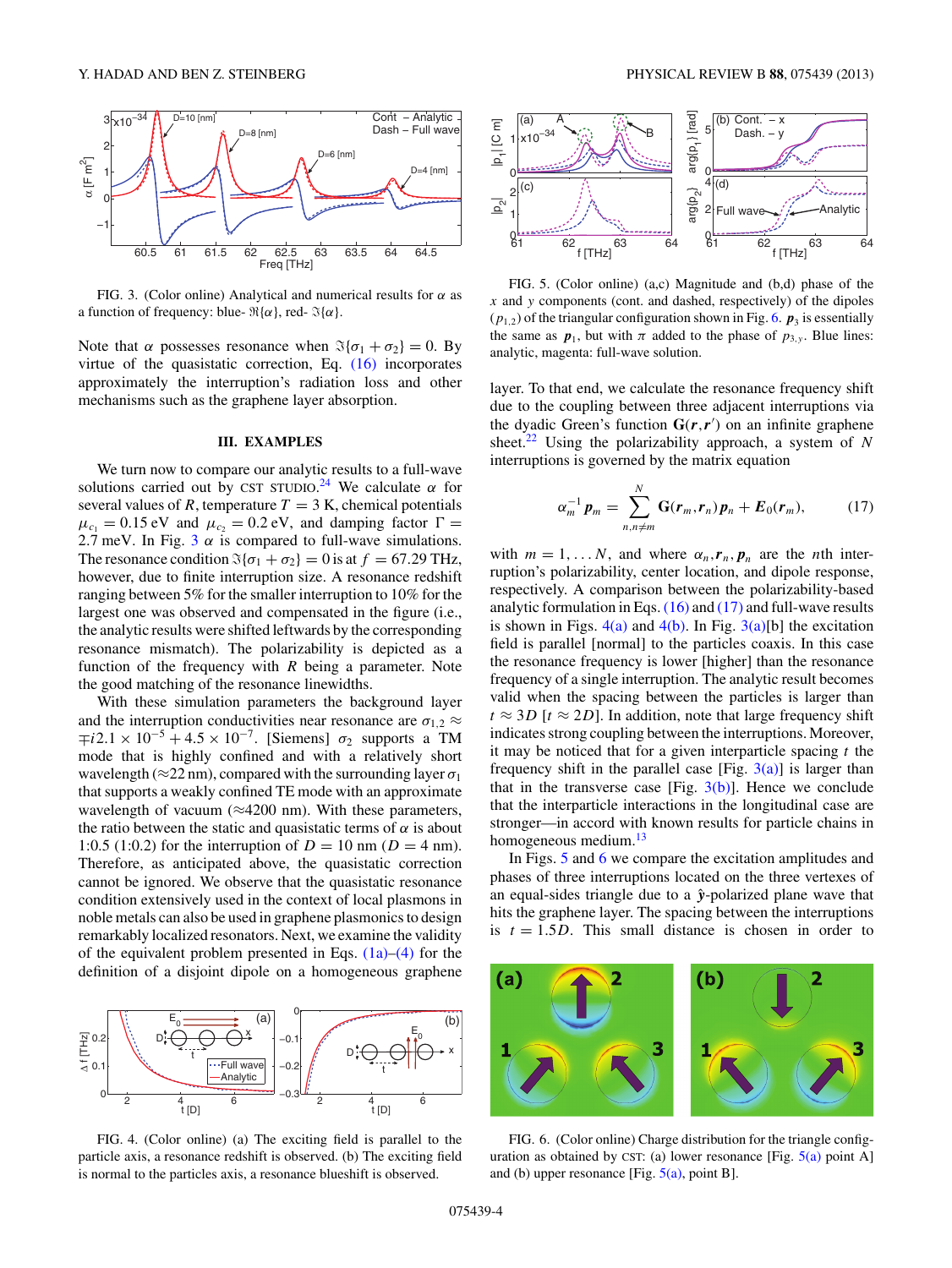FIG. 3. (Color online) Analytical and numerical results for $\alpha$ as a function of frequency: blue- $\Re\{\alpha\}$, red- $\Im\{\alpha\}$.

Note that $\alpha$ possesses resonance when $\Im\{\sigma_1 + \sigma_2\} = 0$. By virtue of the quasistatic correction, Eq. (16) incorporates approximately the interruption's radiation loss and other mechanisms such as the graphene layer absorption.

## III. EXAMPLES

We turn now to compare our analytic results to a full-wave solutions carried out by CST STUDIO.[24] We calculate $\alpha$ for several values of $R$, temperature $T = 3$ K, chemical potentials $\mu_{c_1} = 0.15$ eV and $\mu_{c_2} = 0.2$ eV, and damping factor $\Gamma = 2.7$ meV. In Fig. 3 $\alpha$ is compared to full-wave simulations. The resonance condition $\Im\{\sigma_1 + \sigma_2\} = 0$ is at $f = 67.29$ THz, however, due to finite interruption size. A resonance redshift ranging between 5% for the smaller interruption to 10% for the largest one was observed and compensated in the figure (i.e., the analytic results were shifted leftwards by the corresponding resonance mismatch). The polarizability is depicted as a function of the frequency with $R$ being a parameter. Note the good matching of the resonance linewidths.

With these simulation parameters the background layer and the interruption conductivities near resonance are $\sigma_{1,2} \approx \mp i2.1 \times 10^{-5} + 4.5 \times 10^{-7}$. [Siemens] $\sigma_2$ supports a TM mode that is highly confined and with a relatively short wavelength ($\approx$22 nm), compared with the surrounding layer $\sigma_1$ that supports a weakly confined TE mode with an approximate wavelength of vacuum ($\approx$4200 nm). With these parameters, the ratio between the static and quasistatic terms of $\alpha$ is about 1:0.5 (1:0.2) for the interruption of $D = 10$ nm ($D = 4$ nm). Therefore, as anticipated above, the quasistatic correction cannot be ignored. We observe that the quasistatic resonance condition extensively used in the context of local plasmons in noble metals can also be used in graphene plasmonics to design remarkably localized resonators. Next, we examine the validity of the equivalent problem presented in Eqs. (1a)–(4) for the definition of a disjoint dipole on a homogeneous graphene layer. To that end, we calculate the resonance frequency shift due to the coupling between three adjacent interruptions via the dyadic Green's function $\mathbf{G}(\boldsymbol{r},\boldsymbol{r}')$ on an infinite graphene sheet.[22] Using the polarizability approach, a system of $N$ interruptions is governed by the matrix equation

$$\alpha_m^{-1}\boldsymbol{p}_m = \sum_{n,n\neq m}^{N} \mathbf{G}(\boldsymbol{r}_m,\boldsymbol{r}_n)\boldsymbol{p}_n + \boldsymbol{E}_0(\boldsymbol{r}_m), \tag{17}$$

with $m = 1,\ldots,N$, and where $\alpha_n, \boldsymbol{r}_n, \boldsymbol{p}_n$ are the $n$th interruption's polarizability, center location, and dipole response, respectively. A comparison between the polarizability-based analytic formulation in Eqs. (16) and (17) and full-wave results is shown in Figs. 4(a) and 4(b). In Fig. 3(a)[b] the excitation field is parallel [normal] to the particles coaxis. In this case the resonance frequency is lower [higher] than the resonance frequency of a single interruption. The analytic result becomes valid when the spacing between the particles is larger than $t \approx 3D$ [$t \approx 2D$]. In addition, note that large frequency shift indicates strong coupling between the interruptions. Moreover, it may be noticed that for a given interparticle spacing $t$ the frequency shift in the parallel case [Fig. 3(a)] is larger than that in the transverse case [Fig. 3(b)]. Hence we conclude that the interparticle interactions in the longitudinal case are stronger—in accord with known results for particle chains in homogeneous medium.[13]

In Figs. 5 and 6 we compare the excitation amplitudes and phases of three interruptions located on the three vertexes of an equal-sides triangle due to a $\hat{\boldsymbol{y}}$-polarized plane wave that hits the graphene layer. The spacing between the interruptions is $t = 1.5D$. This small distance is chosen in order to

FIG. 4. (Color online) (a) The exciting field is parallel to the particle axis, a resonance redshift is observed. (b) The exciting field is normal to the particles axis, a resonance blueshift is observed.

FIG. 5. (Color online) (a,c) Magnitude and (b,d) phase of the $x$ and $y$ components (cont. and dashed, respectively) of the dipoles ($p_{1,2}$) of the triangular configuration shown in Fig. 6. $\boldsymbol{p}_3$ is essentially the same as $\boldsymbol{p}_1$, but with $\pi$ added to the phase of $p_{3,y}$. Blue lines: analytic, magenta: full-wave solution.

FIG. 6. (Color online) Charge distribution for the triangle configuration as obtained by CST: (a) lower resonance [Fig. 5(a) point A] and (b) upper resonance [Fig. 5(a), point B].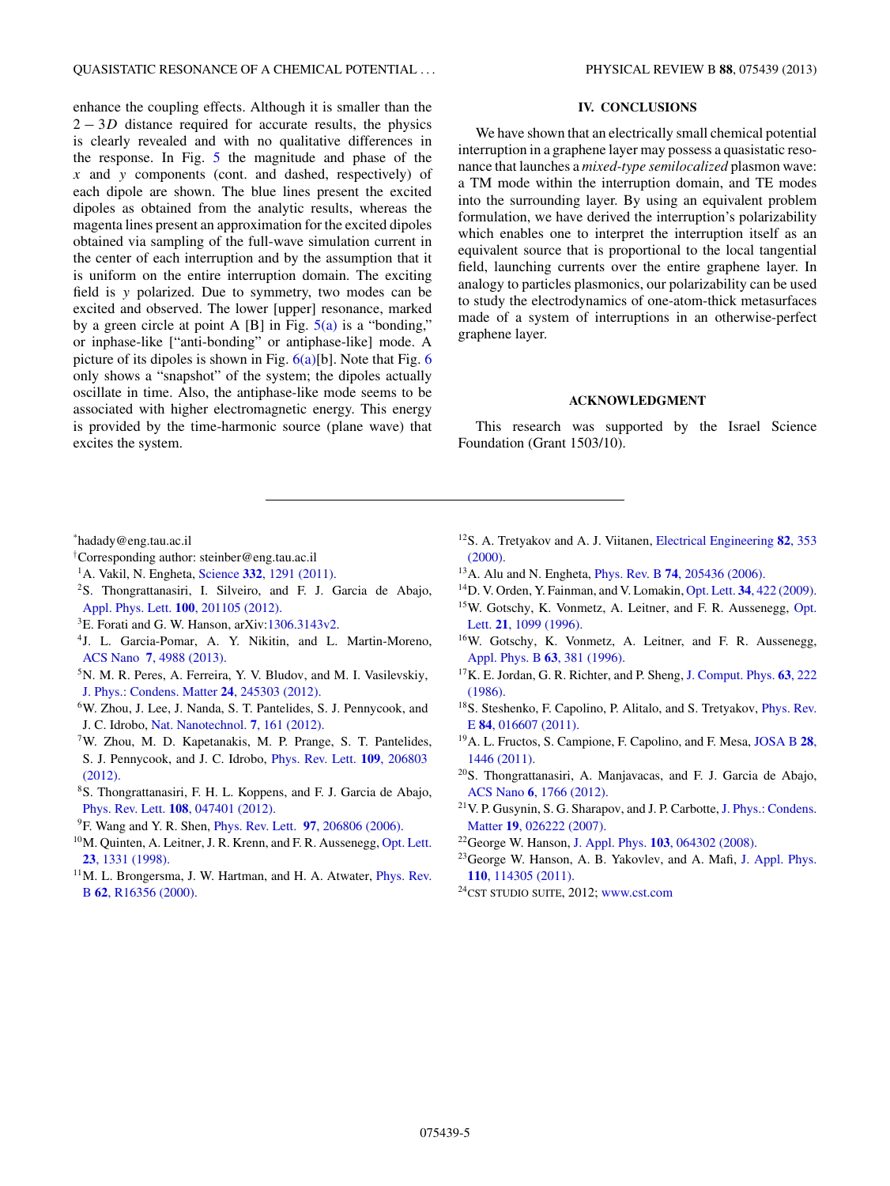enhance the coupling effects. Although it is smaller than the $2 - 3D$ distance required for accurate results, the physics is clearly revealed and with no qualitative differences in the response. In Fig. 5 the magnitude and phase of the $x$ and $y$ components (cont. and dashed, respectively) of each dipole are shown. The blue lines present the excited dipoles as obtained from the analytic results, whereas the magenta lines present an approximation for the excited dipoles obtained via sampling of the full-wave simulation current in the center of each interruption and by the assumption that it is uniform on the entire interruption domain. The exciting field is $y$ polarized. Due to symmetry, two modes can be excited and observed. The lower [upper] resonance, marked by a green circle at point A [B] in Fig. 5(a) is a "bonding," or inphase-like ["anti-bonding" or antiphase-like] mode. A picture of its dipoles is shown in Fig. 6(a)[b]. Note that Fig. 6 only shows a "snapshot" of the system; the dipoles actually oscillate in time. Also, the antiphase-like mode seems to be associated with higher electromagnetic energy. This energy is provided by the time-harmonic source (plane wave) that excites the system.

## IV. CONCLUSIONS

We have shown that an electrically small chemical potential interruption in a graphene layer may possess a quasistatic resonance that launches a *mixed-type semilocalized* plasmon wave: a TM mode within the interruption domain, and TE modes into the surrounding layer. By using an equivalent problem formulation, we have derived the interruption's polarizability which enables one to interpret the interruption itself as an equivalent source that is proportional to the local tangential field, launching currents over the entire graphene layer. In analogy to particles plasmonics, our polarizability can be used to study the electrodynamics of one-atom-thick metasurfaces made of a system of interruptions in an otherwise-perfect graphene layer.

## ACKNOWLEDGMENT

This research was supported by the Israel Science Foundation (Grant 1503/10).

---

[*] hadady@eng.tau.ac.il

[†] Corresponding author: steinber@eng.tau.ac.il

[1] A. Vakil, N. Engheta, Science **332**, 1291 (2011).

[2] S. Thongrattanasiri, I. Silveiro, and F. J. Garcia de Abajo, Appl. Phys. Lett. **100**, 201105 (2012).

[3] E. Forati and G. W. Hanson, arXiv:1306.3143v2.

[4] J. L. Garcia-Pomar, A. Y. Nikitin, and L. Martin-Moreno, ACS Nano **7**, 4988 (2013).

[5] N. M. R. Peres, A. Ferreira, Y. V. Bludov, and M. I. Vasilevskiy, J. Phys.: Condens. Matter **24**, 245303 (2012).

[6] W. Zhou, J. Lee, J. Nanda, S. T. Pantelides, S. J. Pennycook, and J. C. Idrobo, Nat. Nanotechnol. **7**, 161 (2012).

[7] W. Zhou, M. D. Kapetanakis, M. P. Prange, S. T. Pantelides, S. J. Pennycook, and J. C. Idrobo, Phys. Rev. Lett. **109**, 206803 (2012).

[8] S. Thongrattanasiri, F. H. L. Koppens, and F. J. Garcia de Abajo, Phys. Rev. Lett. **108**, 047401 (2012).

[9] F. Wang and Y. R. Shen, Phys. Rev. Lett. **97**, 206806 (2006).

[10] M. Quinten, A. Leitner, J. R. Krenn, and F. R. Aussenegg, Opt. Lett. **23**, 1331 (1998).

[11] M. L. Brongersma, J. W. Hartman, and H. A. Atwater, Phys. Rev. B **62**, R16356 (2000).

[12] S. A. Tretyakov and A. J. Viitanen, Electrical Engineering **82**, 353 (2000).

[13] A. Alu and N. Engheta, Phys. Rev. B **74**, 205436 (2006).

[14] D. V. Orden, Y. Fainman, and V. Lomakin, Opt. Lett. **34**, 422 (2009).

[15] W. Gotschy, K. Vonmetz, A. Leitner, and F. R. Aussenegg, Opt. Lett. **21**, 1099 (1996).

[16] W. Gotschy, K. Vonmetz, A. Leitner, and F. R. Aussenegg, Appl. Phys. B **63**, 381 (1996).

[17] K. E. Jordan, G. R. Richter, and P. Sheng, J. Comput. Phys. **63**, 222 (1986).

[18] S. Steshenko, F. Capolino, P. Alitalo, and S. Tretyakov, Phys. Rev. E **84**, 016607 (2011).

[19] A. L. Fructos, S. Campione, F. Capolino, and F. Mesa, JOSA B **28**, 1446 (2011).

[20] S. Thongrattanasiri, A. Manjavacas, and F. J. Garcia de Abajo, ACS Nano **6**, 1766 (2012).

[21] V. P. Gusynin, S. G. Sharapov, and J. P. Carbotte, J. Phys.: Condens. Matter **19**, 026222 (2007).

[22] George W. Hanson, J. Appl. Phys. **103**, 064302 (2008).

[23] George W. Hanson, A. B. Yakovlev, and A. Mafi, J. Appl. Phys. **110**, 114305 (2011).

[24] CST STUDIO SUITE, 2012; www.cst.com